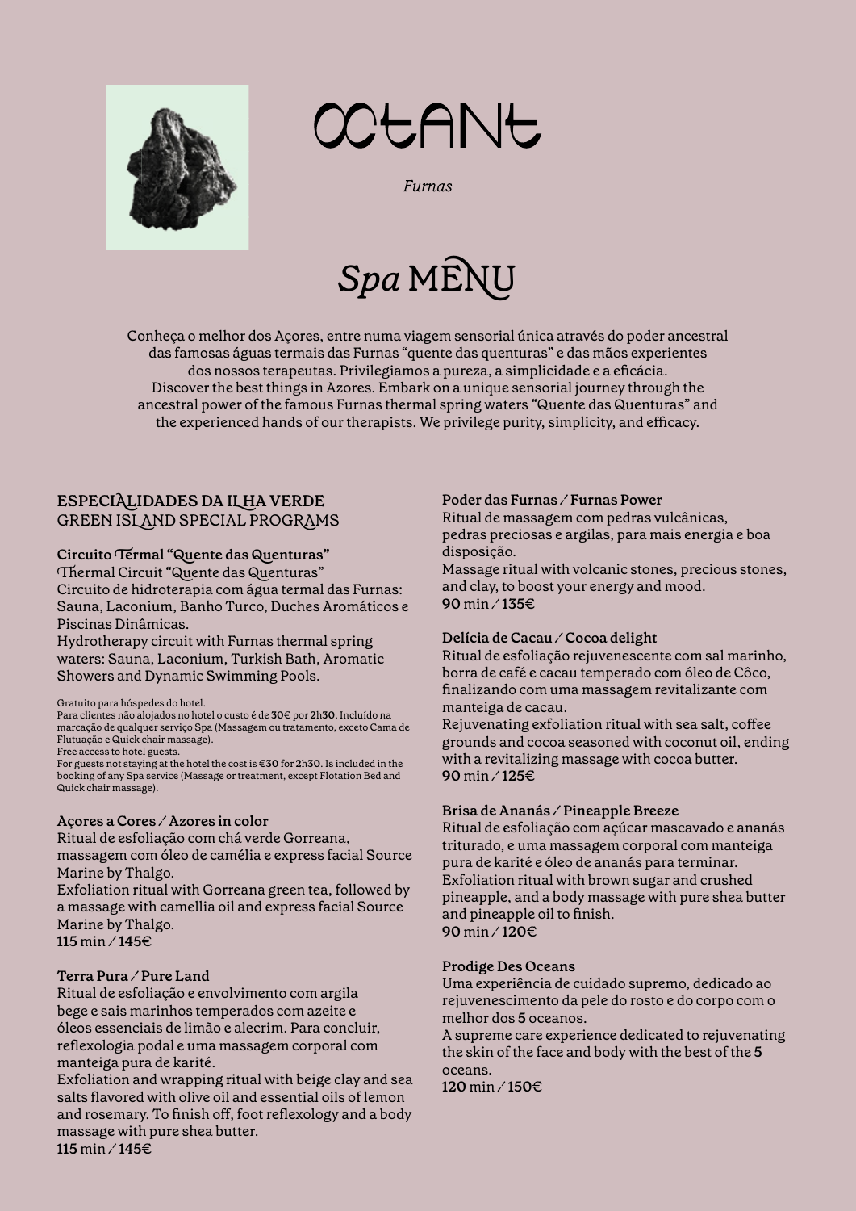# OCTANT

*Furnas*

# *Spa* MENU

Conheça o melhor dos Açores, entre numa viagem sensorial única através do poder ancestral das famosas águas termais das Furnas "quente das quenturas" e das mãos experientes dos nossos terapeutas. Privilegiamos a pureza, a simplicidade e a eficácia.
Discover the best things in Azores. Embark on a unique sensorial journey through the ancestral power of the famous Furnas thermal spring waters "Quente das Quenturas" and the experienced hands of our therapists. We privilege purity, simplicity, and efficacy.

## ESPECIALIDADES DA ILHA VERDE
## GREEN ISLAND SPECIAL PROGRAMS

### Circuito Termal "Quente das Quenturas"
### Thermal Circuit "Quente das Quenturas"

Circuito de hidroterapia com água termal das Furnas: Sauna, Laconium, Banho Turco, Duches Aromáticos e Piscinas Dinâmicas.
Hydrotherapy circuit with Furnas thermal spring waters: Sauna, Laconium, Turkish Bath, Aromatic Showers and Dynamic Swimming Pools.

Gratuito para hóspedes do hotel.
Para clientes não alojados no hotel o custo é de 30€ por 2h30. Incluído na marcação de qualquer serviço Spa (Massagem ou tratamento, exceto Cama de Flutuação e Quick chair massage).
Free access to hotel guests.
For guests not staying at the hotel the cost is €30 for 2h30. Is included in the booking of any Spa service (Massage or treatment, except Flotation Bed and Quick chair massage).

### Açores a Cores / Azores in color

Ritual de esfoliação com chá verde Gorreana, massagem com óleo de camélia e express facial Source Marine by Thalgo.
Exfoliation ritual with Gorreana green tea, followed by a massage with camellia oil and express facial Source Marine by Thalgo.
**115** min / **145€**

### Terra Pura / Pure Land

Ritual de esfoliação e envolvimento com argila bege e sais marinhos temperados com azeite e óleos essenciais de limão e alecrim. Para concluir, reflexologia podal e uma massagem corporal com manteiga pura de karité.
Exfoliation and wrapping ritual with beige clay and sea salts flavored with olive oil and essential oils of lemon and rosemary. To finish off, foot reflexology and a body massage with pure shea butter.
**115** min / **145€**

### Poder das Furnas / Furnas Power

Ritual de massagem com pedras vulcânicas, pedras preciosas e argilas, para mais energia e boa disposição.
Massage ritual with volcanic stones, precious stones, and clay, to boost your energy and mood.
**90** min / **135€**

### Delícia de Cacau / Cocoa delight

Ritual de esfoliação rejuvenescente com sal marinho, borra de café e cacau temperado com óleo de Côco, finalizando com uma massagem revitalizante com manteiga de cacau.
Rejuvenating exfoliation ritual with sea salt, coffee grounds and cocoa seasoned with coconut oil, ending with a revitalizing massage with cocoa butter.
**90** min / **125€**

### Brisa de Ananás / Pineapple Breeze

Ritual de esfoliação com açúcar mascavado e ananás triturado, e uma massagem corporal com manteiga pura de karité e óleo de ananás para terminar.
Exfoliation ritual with brown sugar and crushed pineapple, and a body massage with pure shea butter and pineapple oil to finish.
**90** min / **120€**

### Prodige Des Oceans

Uma experiência de cuidado supremo, dedicado ao rejuvenescimento da pele do rosto e do corpo com o melhor dos 5 oceanos.
A supreme care experience dedicated to rejuvenating the skin of the face and body with the best of the 5 oceans.
**120** min / **150€**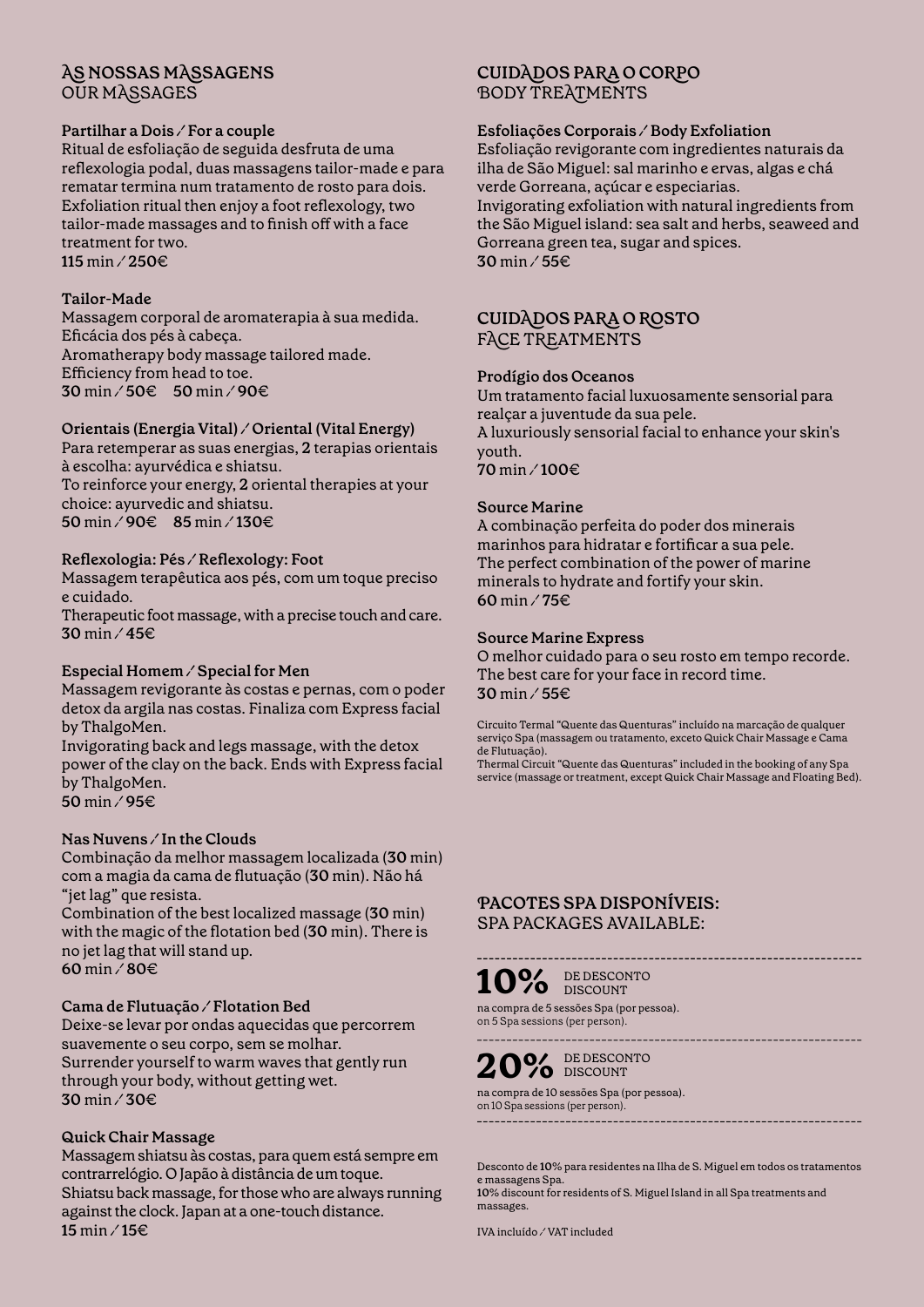## AS NOSSAS MASSAGENS
## OUR MASSAGES

**Partilhar a Dois / For a couple**
Ritual de esfoliação de seguida desfruta de uma reflexologia podal, duas massagens tailor-made e para rematar termina num tratamento de rosto para dois.
Exfoliation ritual then enjoy a foot reflexology, two tailor-made massages and to finish off with a face treatment for two.
**115** min / **250€**

**Tailor-Made**
Massagem corporal de aromaterapia à sua medida.
Eficácia dos pés à cabeça.
Aromatherapy body massage tailored made.
Efficiency from head to toe.
**30** min / **50€** **50** min / **90€**

**Orientais (Energia Vital) / Oriental (Vital Energy)**
Para retemperar as suas energias, 2 terapias orientais à escolha: ayurvédica e shiatsu.
To reinforce your energy, 2 oriental therapies at your choice: ayurvedic and shiatsu.
**50** min / **90€** **85** min / **130€**

**Reflexologia: Pés / Reflexology: Foot**
Massagem terapêutica aos pés, com um toque preciso e cuidado.
Therapeutic foot massage, with a precise touch and care.
**30** min / **45€**

**Especial Homem / Special for Men**
Massagem revigorante às costas e pernas, com o poder detox da argila nas costas. Finaliza com Express facial by ThalgoMen.
Invigorating back and legs massage, with the detox power of the clay on the back. Ends with Express facial by ThalgoMen.
**50** min / **95€**

**Nas Nuvens / In the Clouds**
Combinação da melhor massagem localizada (30 min) com a magia da cama de flutuação (30 min). Não há "jet lag" que resista.
Combination of the best localized massage (30 min) with the magic of the flotation bed (30 min). There is no jet lag that will stand up.
**60** min / **80€**

**Cama de Flutuação / Flotation Bed**
Deixe-se levar por ondas aquecidas que percorrem suavemente o seu corpo, sem se molhar.
Surrender yourself to warm waves that gently run through your body, without getting wet.
**30** min / **30€**

**Quick Chair Massage**
Massagem shiatsu às costas, para quem está sempre em contrarrelógio. O Japão à distância de um toque.
Shiatsu back massage, for those who are always running against the clock. Japan at a one-touch distance.
**15** min / **15€**

## CUIDADOS PARA O CORPO
## BODY TREATMENTS

**Esfoliações Corporais / Body Exfoliation**
Esfoliação revigorante com ingredientes naturais da ilha de São Miguel: sal marinho e ervas, algas e chá verde Gorreana, açúcar e especiarias.
Invigorating exfoliation with natural ingredients from the São Miguel island: sea salt and herbs, seaweed and Gorreana green tea, sugar and spices.
**30** min / **55€**

## CUIDADOS PARA O ROSTO
## FACE TREATMENTS

**Prodígio dos Oceanos**
Um tratamento facial luxuosamente sensorial para realçar a juventude da sua pele.
A luxuriously sensorial facial to enhance your skin's youth.
**70** min / **100€**

**Source Marine**
A combinação perfeita do poder dos minerais marinhos para hidratar e fortificar a sua pele.
The perfect combination of the power of marine minerals to hydrate and fortify your skin.
**60** min / **75€**

**Source Marine Express**
O melhor cuidado para o seu rosto em tempo recorde.
The best care for your face in record time.
**30** min / **55€**

Circuito Termal "Quente das Quenturas" incluído na marcação de qualquer serviço Spa (massagem ou tratamento, exceto Quick Chair Massage e Cama de Flutuação).
Thermal Circuit "Quente das Quenturas" included in the booking of any Spa service (massage or treatment, except Quick Chair Massage and Floating Bed).

## PACOTES SPA DISPONÍVEIS:
## SPA PACKAGES AVAILABLE:

---

**10%** DE DESCONTO / DISCOUNT
na compra de 5 sessões Spa (por pessoa).
on 5 Spa sessions (per person).

---

**20%** DE DESCONTO / DISCOUNT
na compra de 10 sessões Spa (por pessoa).
on 10 Spa sessions (per person).

---

Desconto de 10% para residentes na Ilha de S. Miguel em todos os tratamentos e massagens Spa.
10% discount for residents of S. Miguel Island in all Spa treatments and massages.

IVA incluído / VAT included